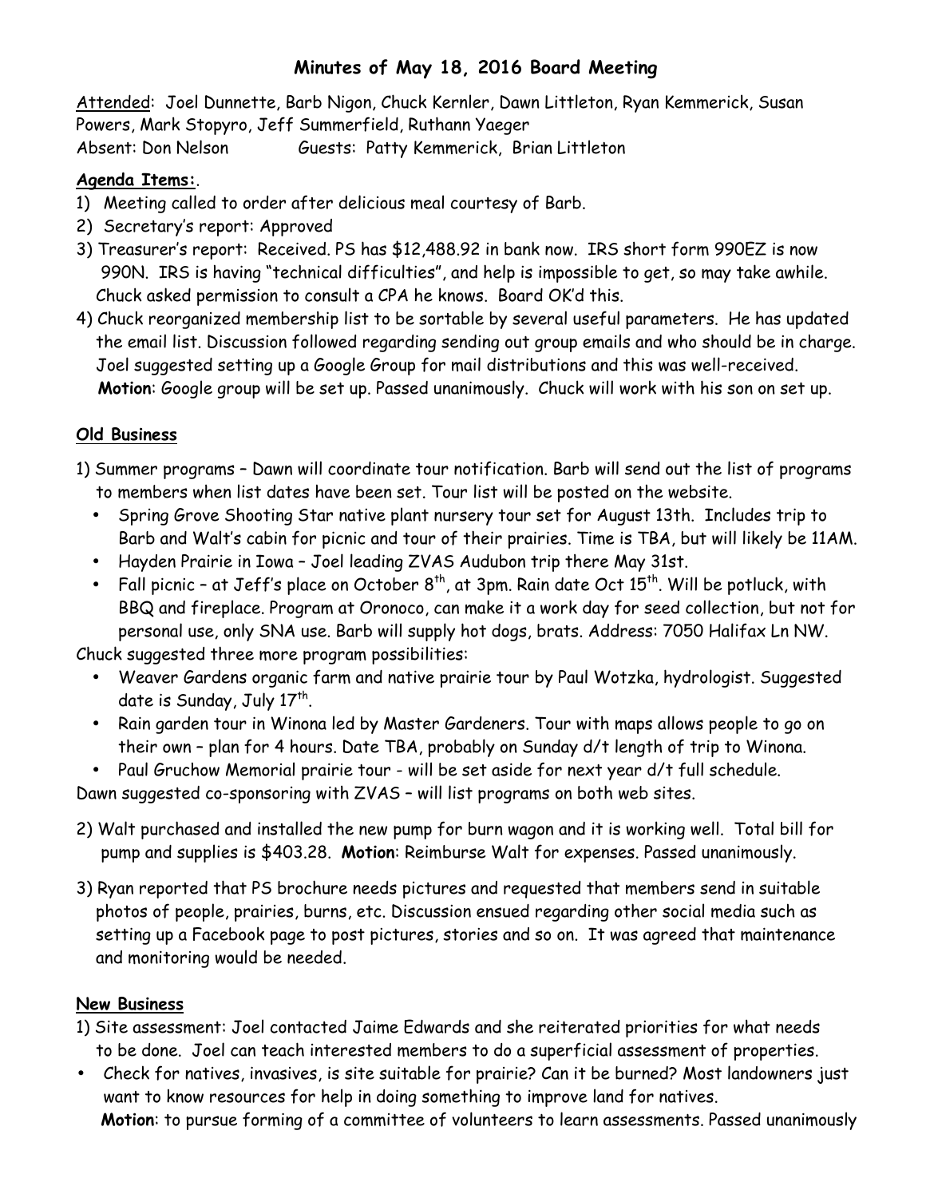# Minutes of May 18, 2016 Board Meeting

Attended: Joel Dunnette, Barb Nigon, Chuck Kernler, Dawn Littleton, Ryan Kemmerick, Susan Powers, Mark Stopyro, Jeff Summerfield, Ruthann Yaeger
Absent: Don Nelson Guests: Patty Kemmerick, Brian Littleton

**Agenda Items:**.

1) Meeting called to order after delicious meal courtesy of Barb.
2) Secretary's report: Approved
3) Treasurer's report: Received. PS has $12,488.92 in bank now. IRS short form 990EZ is now 990N. IRS is having "technical difficulties", and help is impossible to get, so may take awhile. Chuck asked permission to consult a CPA he knows. Board OK'd this.
4) Chuck reorganized membership list to be sortable by several useful parameters. He has updated the email list. Discussion followed regarding sending out group emails and who should be in charge. Joel suggested setting up a Google Group for mail distributions and this was well-received. **Motion**: Google group will be set up. Passed unanimously. Chuck will work with his son on set up.

## Old Business

1) Summer programs – Dawn will coordinate tour notification. Barb will send out the list of programs to members when list dates have been set. Tour list will be posted on the website.
   - Spring Grove Shooting Star native plant nursery tour set for August 13th. Includes trip to Barb and Walt's cabin for picnic and tour of their prairies. Time is TBA, but will likely be 11AM.
   - Hayden Prairie in Iowa – Joel leading ZVAS Audubon trip there May 31st.
   - Fall picnic – at Jeff's place on October 8th, at 3pm. Rain date Oct 15th. Will be potluck, with BBQ and fireplace. Program at Oronoco, can make it a work day for seed collection, but not for personal use, only SNA use. Barb will supply hot dogs, brats. Address: 7050 Halifax Ln NW.

Chuck suggested three more program possibilities:

- Weaver Gardens organic farm and native prairie tour by Paul Wotzka, hydrologist. Suggested date is Sunday, July 17th.
- Rain garden tour in Winona led by Master Gardeners. Tour with maps allows people to go on their own – plan for 4 hours. Date TBA, probably on Sunday d/t length of trip to Winona.
- Paul Gruchow Memorial prairie tour - will be set aside for next year d/t full schedule.

Dawn suggested co-sponsoring with ZVAS – will list programs on both web sites.

2) Walt purchased and installed the new pump for burn wagon and it is working well. Total bill for pump and supplies is $403.28. **Motion**: Reimburse Walt for expenses. Passed unanimously.

3) Ryan reported that PS brochure needs pictures and requested that members send in suitable photos of people, prairies, burns, etc. Discussion ensued regarding other social media such as setting up a Facebook page to post pictures, stories and so on. It was agreed that maintenance and monitoring would be needed.

## New Business

1) Site assessment: Joel contacted Jaime Edwards and she reiterated priorities for what needs to be done. Joel can teach interested members to do a superficial assessment of properties.

- Check for natives, invasives, is site suitable for prairie? Can it be burned? Most landowners just want to know resources for help in doing something to improve land for natives.

**Motion**: to pursue forming of a committee of volunteers to learn assessments. Passed unanimously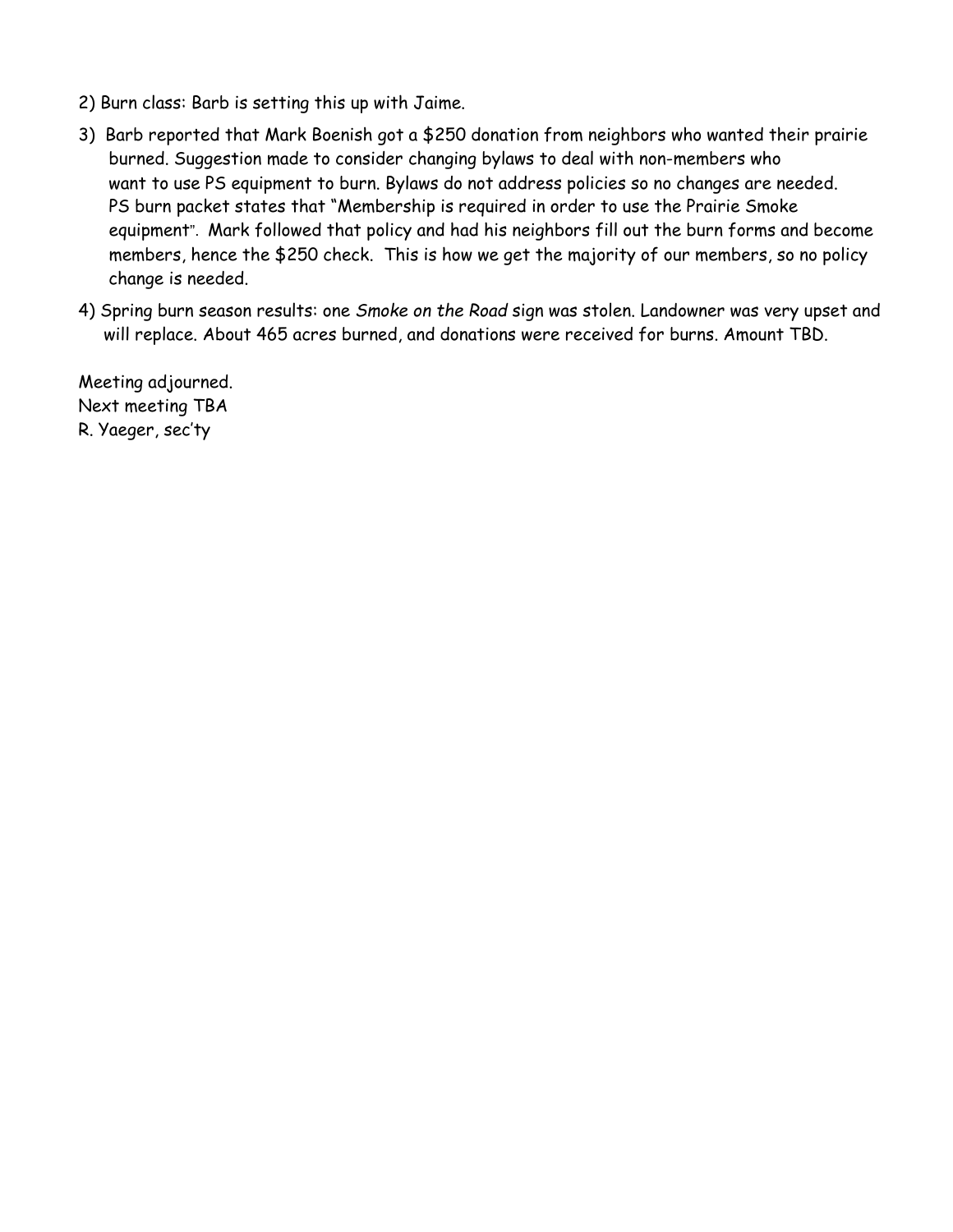2) Burn class: Barb is setting this up with Jaime.

3) Barb reported that Mark Boenish got a $250 donation from neighbors who wanted their prairie burned. Suggestion made to consider changing bylaws to deal with non-members who want to use PS equipment to burn. Bylaws do not address policies so no changes are needed. PS burn packet states that "Membership is required in order to use the Prairie Smoke equipment". Mark followed that policy and had his neighbors fill out the burn forms and become members, hence the $250 check. This is how we get the majority of our members, so no policy change is needed.

4) Spring burn season results: one *Smoke on the Road* sign was stolen. Landowner was very upset and will replace. About 465 acres burned, and donations were received for burns. Amount TBD.

Meeting adjourned.
Next meeting TBA
R. Yaeger, sec'ty